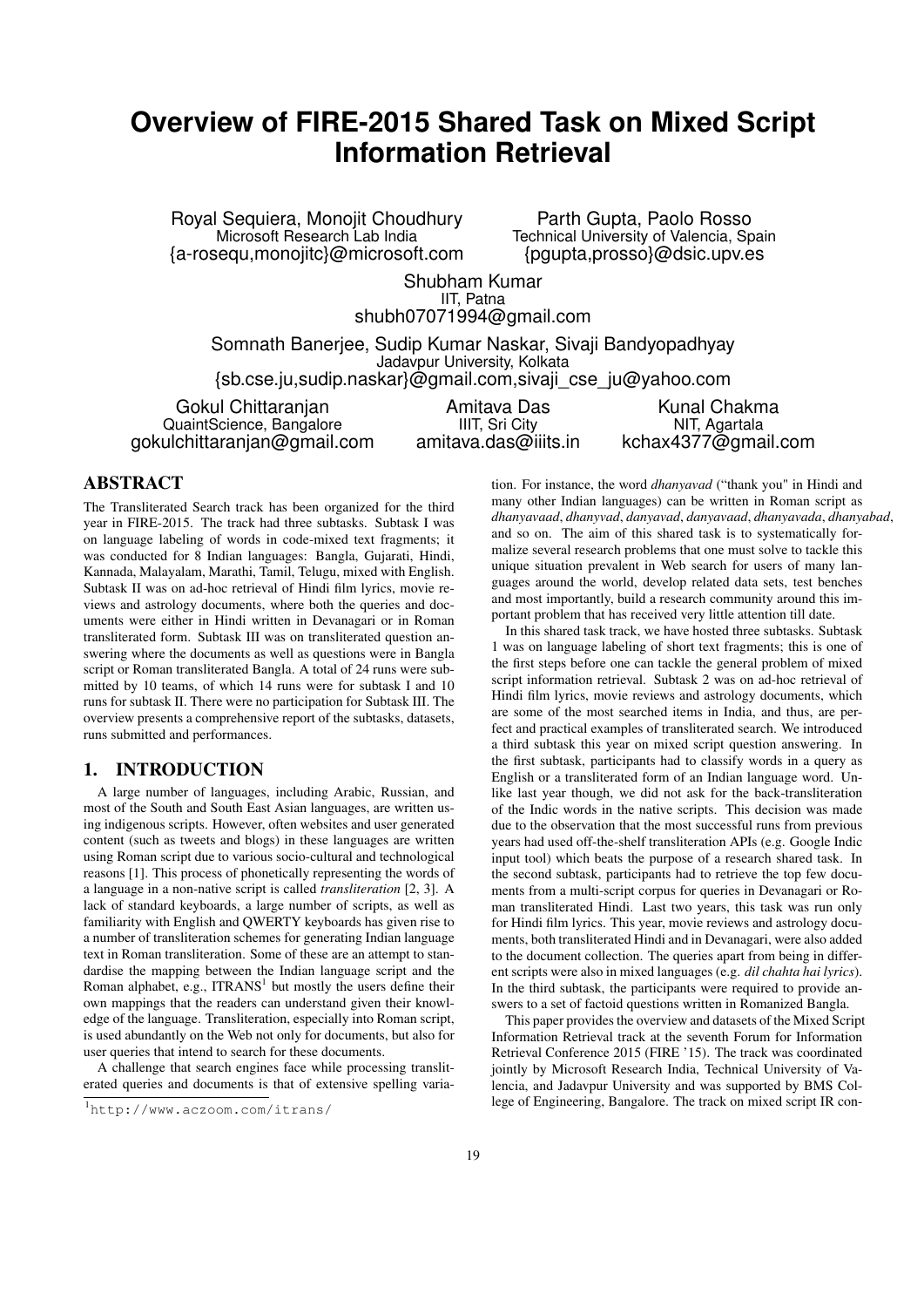# Overview of FIRE-2015 Shared Task on Mixed Script Information Retrieval

Royal Sequiera, Monojit Choudhury
Microsoft Research Lab India
{a-rosequ,monojitc}@microsoft.com

Parth Gupta, Paolo Rosso
Technical University of Valencia, Spain
{pgupta,prosso}@dsic.upv.es

Shubham Kumar
IIT, Patna
shubh07071994@gmail.com

Somnath Banerjee, Sudip Kumar Naskar, Sivaji Bandyopadhyay
Jadavpur University, Kolkata
{sb.cse.ju,sudip.naskar}@gmail.com,sivaji_cse_ju@yahoo.com

Gokul Chittaranjan
QuaintScience, Bangalore
gokulchittaranjan@gmail.com

Amitava Das
IIIT, Sri City
amitava.das@iiits.in

Kunal Chakma
NIT, Agartala
kchax4377@gmail.com

## ABSTRACT

The Transliterated Search track has been organized for the third year in FIRE-2015. The track had three subtasks. Subtask I was on language labeling of words in code-mixed text fragments; it was conducted for 8 Indian languages: Bangla, Gujarati, Hindi, Kannada, Malayalam, Marathi, Tamil, Telugu, mixed with English. Subtask II was on ad-hoc retrieval of Hindi film lyrics, movie reviews and astrology documents, where both the queries and documents were either in Hindi written in Devanagari or in Roman transliterated form. Subtask III was on transliterated question answering where the documents as well as questions were in Bangla script or Roman transliterated Bangla. A total of 24 runs were submitted by 10 teams, of which 14 runs were for subtask I and 10 runs for subtask II. There were no participation for Subtask III. The overview presents a comprehensive report of the subtasks, datasets, runs submitted and performances.

## 1. INTRODUCTION

A large number of languages, including Arabic, Russian, and most of the South and South East Asian languages, are written using indigenous scripts. However, often websites and user generated content (such as tweets and blogs) in these languages are written using Roman script due to various socio-cultural and technological reasons [1]. This process of phonetically representing the words of a language in a non-native script is called *transliteration* [2, 3]. A lack of standard keyboards, a large number of scripts, as well as familiarity with English and QWERTY keyboards has given rise to a number of transliteration schemes for generating Indian language text in Roman transliteration. Some of these are an attempt to standardise the mapping between the Indian language script and the Roman alphabet, e.g., ITRANS[1] but mostly the users define their own mappings that the readers can understand given their knowledge of the language. Transliteration, especially into Roman script, is used abundantly on the Web not only for documents, but also for user queries that intend to search for these documents.

A challenge that search engines face while processing transliterated queries and documents is that of extensive spelling variation. For instance, the word *dhanyavad* ("thank you" in Hindi and many other Indian languages) can be written in Roman script as *dhanyavaad*, *dhanyvad*, *danyavad*, *danyavaad*, *dhanyavada*, *dhanyabad*, and so on. The aim of this shared task is to systematically formalize several research problems that one must solve to tackle this unique situation prevalent in Web search for users of many languages around the world, develop related data sets, test benches and most importantly, build a research community around this important problem that has received very little attention till date.

In this shared task track, we have hosted three subtasks. Subtask 1 was on language labeling of short text fragments; this is one of the first steps before one can tackle the general problem of mixed script information retrieval. Subtask 2 was on ad-hoc retrieval of Hindi film lyrics, movie reviews and astrology documents, which are some of the most searched items in India, and thus, are perfect and practical examples of transliterated search. We introduced a third subtask this year on mixed script question answering. In the first subtask, participants had to classify words in a query as English or a transliterated form of an Indian language word. Unlike last year though, we did not ask for the back-transliteration of the Indic words in the native scripts. This decision was made due to the observation that the most successful runs from previous years had used off-the-shelf transliteration APIs (e.g. Google Indic input tool) which beats the purpose of a research shared task. In the second subtask, participants had to retrieve the top few documents from a multi-script corpus for queries in Devanagari or Roman transliterated Hindi. Last two years, this task was run only for Hindi film lyrics. This year, movie reviews and astrology documents, both transliterated Hindi and in Devanagari, were also added to the document collection. The queries apart from being in different scripts were also in mixed languages (e.g. *dil chahta hai lyrics*). In the third subtask, the participants were required to provide answers to a set of factoid questions written in Romanized Bangla.

This paper provides the overview and datasets of the Mixed Script Information Retrieval track at the seventh Forum for Information Retrieval Conference 2015 (FIRE '15). The track was coordinated jointly by Microsoft Research India, Technical University of Valencia, and Jadavpur University and was supported by BMS College of Engineering, Bangalore. The track on mixed script IR con-

[1] http://www.aczoom.com/itrans/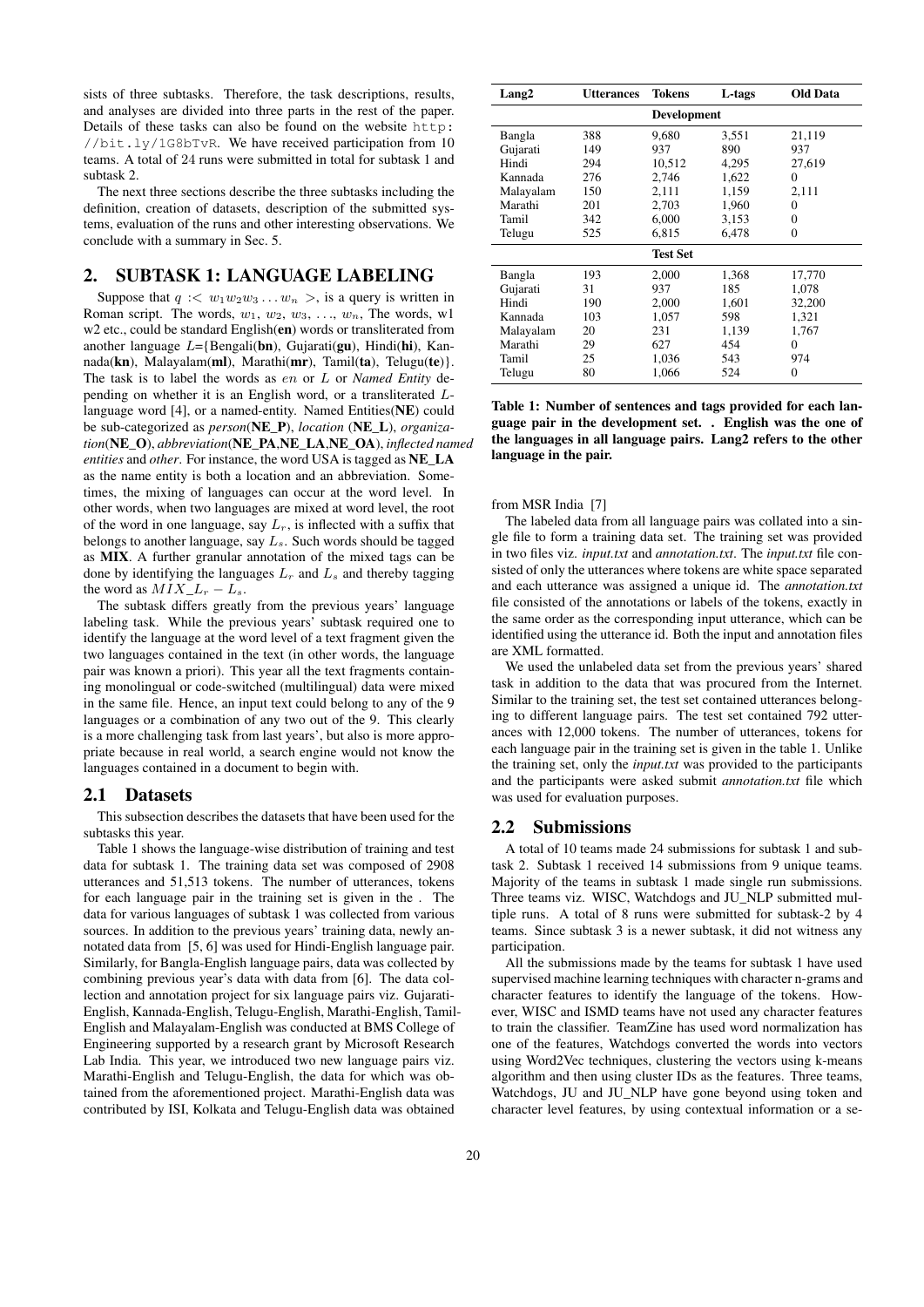sists of three subtasks. Therefore, the task descriptions, results, and analyses are divided into three parts in the rest of the paper. Details of these tasks can also be found on the website http://bit.ly/1G8bTvR. We have received participation from 10 teams. A total of 24 runs were submitted in total for subtask 1 and subtask 2.

The next three sections describe the three subtasks including the definition, creation of datasets, description of the submitted systems, evaluation of the runs and other interesting observations. We conclude with a summary in Sec. 5.

## 2. SUBTASK 1: LANGUAGE LABELING

Suppose that $q :< w_1 w_2 w_3 \ldots w_n >$, is a query is written in Roman script. The words, $w_1$, $w_2$, $w_3$, ..., $w_n$, The words, w1 w2 etc., could be standard English(**en**) words or transliterated from another language $L$={Bengali(**bn**), Gujarati(**gu**), Hindi(**hi**), Kannada(**kn**), Malayalam(**ml**), Marathi(**mr**), Tamil(**ta**), Telugu(**te**)}. The task is to label the words as $en$ or $L$ or *Named Entity* depending on whether it is an English word, or a transliterated $L$-language word [4], or a named-entity. Named Entities(**NE**) could be sub-categorized as *person*(**NE_P**), *location* (**NE_L**), *organization*(**NE_O**), *abbreviation*(**NE_PA**,**NE_LA**,**NE_OA**), *inflected named entities* and *other*. For instance, the word USA is tagged as **NE_LA** as the name entity is both a location and an abbreviation. Sometimes, the mixing of languages can occur at the word level. In other words, when two languages are mixed at word level, the root of the word in one language, say $L_r$, is inflected with a suffix that belongs to another language, say $L_s$. Such words should be tagged as **MIX**. A further granular annotation of the mixed tags can be done by identifying the languages $L_r$ and $L_s$ and thereby tagging the word as $MIX\_L_r - L_s$.

The subtask differs greatly from the previous years' language labeling task. While the previous years' subtask required one to identify the language at the word level of a text fragment given the two languages contained in the text (in other words, the language pair was known a priori). This year all the text fragments containing monolingual or code-switched (multilingual) data were mixed in the same file. Hence, an input text could belong to any of the 9 languages or a combination of any two out of the 9. This clearly is a more challenging task from last years', but also is more appropriate because in real world, a search engine would not know the languages contained in a document to begin with.

### 2.1 Datasets

This subsection describes the datasets that have been used for the subtasks this year.

Table 1 shows the language-wise distribution of training and test data for subtask 1. The training data set was composed of 2908 utterances and 51,513 tokens. The number of utterances, tokens for each language pair in the training set is given in the . The data for various languages of subtask 1 was collected from various sources. In addition to the previous years' training data, newly annotated data from [5, 6] was used for Hindi-English language pair. Similarly, for Bangla-English language pairs, data was collected by combining previous year's data with data from [6]. The data collection and annotation project for six language pairs viz. Gujarati-English, Kannada-English, Telugu-English, Marathi-English, Tamil-English and Malayalam-English was conducted at BMS College of Engineering supported by a research grant by Microsoft Research Lab India. This year, we introduced two new language pairs viz. Marathi-English and Telugu-English, the data for which was obtained from the aforementioned project. Marathi-English data was contributed by ISI, Kolkata and Telugu-English data was obtained from MSR India [7]

| Lang2 | Utterances | Tokens | L-tags | Old Data |
|---|---|---|---|---|
| | | **Development** | | |
| Bangla | 388 | 9,680 | 3,551 | 21,119 |
| Gujarati | 149 | 937 | 890 | 937 |
| Hindi | 294 | 10,512 | 4,295 | 27,619 |
| Kannada | 276 | 2,746 | 1,622 | 0 |
| Malayalam | 150 | 2,111 | 1,159 | 2,111 |
| Marathi | 201 | 2,703 | 1,960 | 0 |
| Tamil | 342 | 6,000 | 3,153 | 0 |
| Telugu | 525 | 6,815 | 6,478 | 0 |
| | | **Test Set** | | |
| Bangla | 193 | 2,000 | 1,368 | 17,770 |
| Gujarati | 31 | 937 | 185 | 1,078 |
| Hindi | 190 | 2,000 | 1,601 | 32,200 |
| Kannada | 103 | 1,057 | 598 | 1,321 |
| Malayalam | 20 | 231 | 1,139 | 1,767 |
| Marathi | 29 | 627 | 454 | 0 |
| Tamil | 25 | 1,036 | 543 | 974 |
| Telugu | 80 | 1,066 | 524 | 0 |

**Table 1: Number of sentences and tags provided for each language pair in the development set. . English was the one of the languages in all language pairs. Lang2 refers to the other language in the pair.**

The labeled data from all language pairs was collated into a single file to form a training data set. The training set was provided in two files viz. *input.txt* and *annotation.txt*. The *input.txt* file consisted of only the utterances where tokens are white space separated and each utterance was assigned a unique id. The *annotation.txt* file consisted of the annotations or labels of the tokens, exactly in the same order as the corresponding input utterance, which can be identified using the utterance id. Both the input and annotation files are XML formatted.

We used the unlabeled data set from the previous years' shared task in addition to the data that was procured from the Internet. Similar to the training set, the test set contained utterances belonging to different language pairs. The test set contained 792 utterances with 12,000 tokens. The number of utterances, tokens for each language pair in the training set is given in the table 1. Unlike the training set, only the *input.txt* was provided to the participants and the participants were asked submit *annotation.txt* file which was used for evaluation purposes.

### 2.2 Submissions

A total of 10 teams made 24 submissions for subtask 1 and subtask 2. Subtask 1 received 14 submissions from 9 unique teams. Majority of the teams in subtask 1 made single run submissions. Three teams viz. WISC, Watchdogs and JU_NLP submitted multiple runs. A total of 8 runs were submitted for subtask-2 by 4 teams. Since subtask 3 is a newer subtask, it did not witness any participation.

All the submissions made by the teams for subtask 1 have used supervised machine learning techniques with character n-grams and character features to identify the language of the tokens. However, WISC and ISMD teams have not used any character features to train the classifier. TeamZine has used word normalization has one of the features, Watchdogs converted the words into vectors using Word2Vec techniques, clustering the vectors using k-means algorithm and then using cluster IDs as the features. Three teams, Watchdogs, JU and JU_NLP have gone beyond using token and character level features, by using contextual information or a se-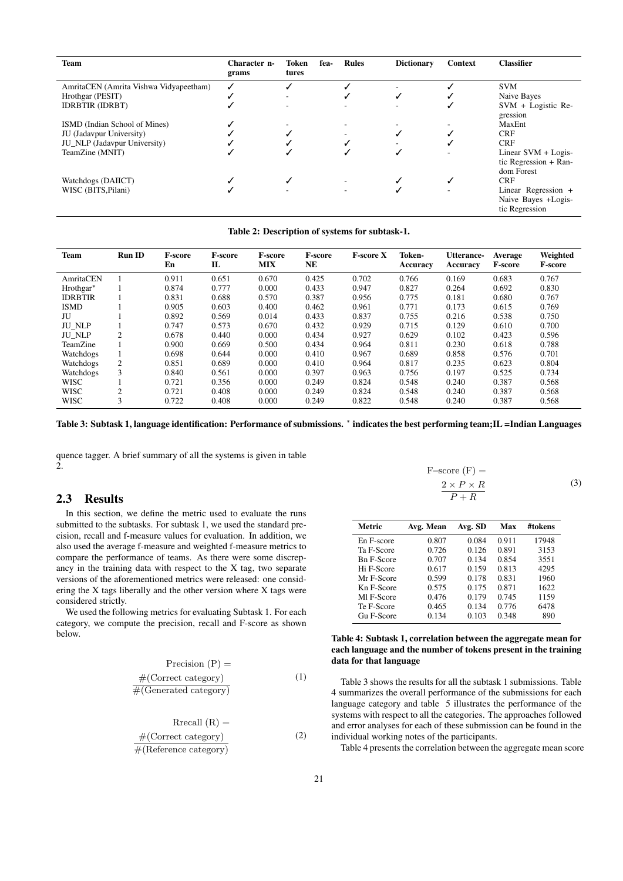| Team | Character n-grams | Token features | Rules | Dictionary | Context | Classifier |
|---|---|---|---|---|---|---|
| AmritaCEN (Amrita Vishwa Vidyapeetham) | ✓ | ✓ | ✓ | - | ✓ | SVM |
| Hrothgar (PESIT) | ✓ | - | ✓ | ✓ | ✓ | Naive Bayes |
| IDRBTIR (IDRBT) | ✓ | - | - | - | ✓ | SVM + Logistic Regression |
| ISMD (Indian School of Mines) | ✓ | - | - | - | - | MaxEnt |
| JU (Jadavpur University) | ✓ | ✓ | - | ✓ | ✓ | CRF |
| JU_NLP (Jadavpur University) | ✓ | ✓ | ✓ | - | ✓ | CRF |
| TeamZine (MNIT) | ✓ | ✓ | ✓ | ✓ | - | Linear SVM + Logistic Regression + Random Forest |
| Watchdogs (DAIICT) | ✓ | ✓ | - | ✓ | ✓ | CRF |
| WISC (BITS,Pilani) | ✓ | - | - | ✓ | - | Linear Regression + Naive Bayes +Logistic Regression |

**Table 2: Description of systems for subtask-1.**

| Team | Run ID | F-score En | F-score IL | F-score MIX | F-score NE | F-score X | Token-Accuracy | Utterance-Accuracy | Average F-score | Weighted F-score |
|---|---|---|---|---|---|---|---|---|---|---|
| AmritaCEN | 1 | 0.911 | 0.651 | 0.670 | 0.425 | 0.702 | 0.766 | 0.169 | 0.683 | 0.767 |
| Hrothgar* | 1 | 0.874 | 0.777 | 0.000 | 0.433 | 0.947 | 0.827 | 0.264 | 0.692 | 0.830 |
| IDRBTIR | 1 | 0.831 | 0.688 | 0.570 | 0.387 | 0.956 | 0.775 | 0.181 | 0.680 | 0.767 |
| ISMD | 1 | 0.905 | 0.603 | 0.400 | 0.462 | 0.961 | 0.771 | 0.173 | 0.615 | 0.769 |
| JU | 1 | 0.892 | 0.569 | 0.014 | 0.433 | 0.837 | 0.755 | 0.216 | 0.538 | 0.750 |
| JU_NLP | 1 | 0.747 | 0.573 | 0.670 | 0.432 | 0.929 | 0.715 | 0.129 | 0.610 | 0.700 |
| JU_NLP | 2 | 0.678 | 0.440 | 0.000 | 0.434 | 0.927 | 0.629 | 0.102 | 0.423 | 0.596 |
| TeamZine | 1 | 0.900 | 0.669 | 0.500 | 0.434 | 0.964 | 0.811 | 0.230 | 0.618 | 0.788 |
| Watchdogs | 1 | 0.698 | 0.644 | 0.000 | 0.410 | 0.967 | 0.689 | 0.858 | 0.576 | 0.701 |
| Watchdogs | 2 | 0.851 | 0.689 | 0.000 | 0.410 | 0.964 | 0.817 | 0.235 | 0.623 | 0.804 |
| Watchdogs | 3 | 0.840 | 0.561 | 0.000 | 0.397 | 0.963 | 0.756 | 0.197 | 0.525 | 0.734 |
| WISC | 1 | 0.721 | 0.356 | 0.000 | 0.249 | 0.824 | 0.548 | 0.240 | 0.387 | 0.568 |
| WISC | 2 | 0.721 | 0.408 | 0.000 | 0.249 | 0.824 | 0.548 | 0.240 | 0.387 | 0.568 |
| WISC | 3 | 0.722 | 0.408 | 0.000 | 0.249 | 0.822 | 0.548 | 0.240 | 0.387 | 0.568 |

**Table 3: Subtask 1, language identification: Performance of submissions. * indicates the best performing team;IL =Indian Languages**

quence tagger. A brief summary of all the systems is given in table 2.

## 2.3 Results

In this section, we define the metric used to evaluate the runs submitted to the subtasks. For subtask 1, we used the standard precision, recall and f-measure values for evaluation. In addition, we also used the average f-measure and weighted f-measure metrics to compare the performance of teams. As there were some discrepancy in the training data with respect to the X tag, two separate versions of the aforementioned metrics were released: one considering the X tags liberally and the other version where X tags were considered strictly.

We used the following metrics for evaluating Subtask 1. For each category, we compute the precision, recall and F-score as shown below.

$$\text{Precision (P)} = \frac{\#(\text{Correct category})}{\#(\text{Generated category})} \tag{1}$$

$$\text{Rrecall (R)} = \frac{\#(\text{Correct category})}{\#(\text{Reference category})} \tag{2}$$

$$\text{F–score (F)} = \frac{2 \times P \times R}{P + R} \tag{3}$$

| Metric | Avg. Mean | Avg. SD | Max | #tokens |
|---|---|---|---|---|
| En F-score | 0.807 | 0.084 | 0.911 | 17948 |
| Ta F-Score | 0.726 | 0.126 | 0.891 | 3153 |
| Bn F-Score | 0.707 | 0.134 | 0.854 | 3551 |
| Hi F-Score | 0.617 | 0.159 | 0.813 | 4295 |
| Mr F-Score | 0.599 | 0.178 | 0.831 | 1960 |
| Kn F-Score | 0.575 | 0.175 | 0.871 | 1622 |
| Ml F-Score | 0.476 | 0.179 | 0.745 | 1159 |
| Te F-Score | 0.465 | 0.134 | 0.776 | 6478 |
| Gu F-Score | 0.134 | 0.103 | 0.348 | 890 |

**Table 4: Subtask 1, correlation between the aggregate mean for each language and the number of tokens present in the training data for that language**

Table 3 shows the results for all the subtask 1 submissions. Table 4 summarizes the overall performance of the submissions for each language category and table 5 illustrates the performance of the systems with respect to all the categories. The approaches followed and error analyses for each of these submission can be found in the individual working notes of the participants.

Table 4 presents the correlation between the aggregate mean score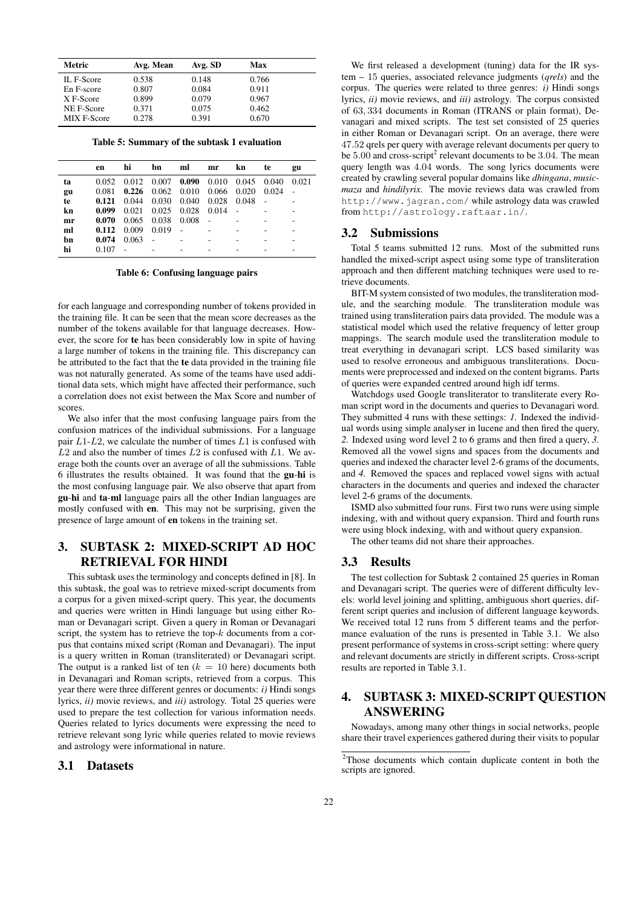| Metric | Avg. Mean | Avg. SD | Max |
|---|---|---|---|
| IL F-Score | 0.538 | 0.148 | 0.766 |
| En F-score | 0.807 | 0.084 | 0.911 |
| X F-Score | 0.899 | 0.079 | 0.967 |
| NE F-Score | 0.371 | 0.075 | 0.462 |
| MIX F-Score | 0.278 | 0.391 | 0.670 |

**Table 5: Summary of the subtask 1 evaluation**

| | en | hi | bn | ml | mr | kn | te | gu |
|---|---|---|---|---|---|---|---|---|
| **ta** | 0.052 | 0.012 | 0.007 | **0.090** | 0.010 | 0.045 | 0.040 | 0.021 |
| **gu** | 0.081 | **0.226** | 0.062 | 0.010 | 0.066 | 0.020 | 0.024 | - |
| **te** | **0.121** | 0.044 | 0.030 | 0.040 | 0.028 | 0.048 | - | - |
| **kn** | **0.099** | 0.021 | 0.025 | 0.028 | 0.014 | - | - | - |
| **mr** | **0.070** | 0.065 | 0.038 | 0.008 | - | - | - | - |
| **ml** | **0.112** | 0.009 | 0.019 | - | - | - | - | - |
| **bn** | **0.074** | 0.063 | - | - | - | - | - | - |
| **hi** | 0.107 | - | - | - | - | - | - | - |

**Table 6: Confusing language pairs**

for each language and corresponding number of tokens provided in the training file. It can be seen that the mean score decreases as the number of the tokens available for that language decreases. However, the score for **te** has been considerably low in spite of having a large number of tokens in the training file. This discrepancy can be attributed to the fact that the **te** data provided in the training file was not naturally generated. As some of the teams have used additional data sets, which might have affected their performance, such a correlation does not exist between the Max Score and number of scores.

We also infer that the most confusing language pairs from the confusion matrices of the individual submissions. For a language pair $L1$-$L2$, we calculate the number of times $L1$ is confused with $L2$ and also the number of times $L2$ is confused with $L1$. We average both the counts over an average of all the submissions. Table 6 illustrates the results obtained. It was found that the **gu**-**hi** is the most confusing language pair. We also observe that apart from **gu**-**hi** and **ta**-**ml** language pairs all the other Indian languages are mostly confused with **en**. This may not be surprising, given the presence of large amount of **en** tokens in the training set.

# 3. SUBTASK 2: MIXED-SCRIPT AD HOC RETRIEVAL FOR HINDI

This subtask uses the terminology and concepts defined in [8]. In this subtask, the goal was to retrieve mixed-script documents from a corpus for a given mixed-script query. This year, the documents and queries were written in Hindi language but using either Roman or Devanagari script. Given a query in Roman or Devanagari script, the system has to retrieve the top-$k$ documents from a corpus that contains mixed script (Roman and Devanagari). The input is a query written in Roman (transliterated) or Devanagari script. The output is a ranked list of ten ($k = 10$ here) documents both in Devanagari and Roman scripts, retrieved from a corpus. This year there were three different genres or documents: *i)* Hindi songs lyrics, *ii)* movie reviews, and *iii)* astrology. Total 25 queries were used to prepare the test collection for various information needs. Queries related to lyrics documents were expressing the need to retrieve relevant song lyric while queries related to movie reviews and astrology were informational in nature.

## 3.1 Datasets

We first released a development (tuning) data for the IR system – 15 queries, associated relevance judgments (*qrels*) and the corpus. The queries were related to three genres: *i)* Hindi songs lyrics, *ii)* movie reviews, and *iii)* astrology. The corpus consisted of 63,334 documents in Roman (ITRANS or plain format), Devanagari and mixed scripts. The test set consisted of 25 queries in either Roman or Devanagari script. On an average, there were 47.52 qrels per query with average relevant documents per query to be 5.00 and cross-script[2] relevant documents to be 3.04. The mean query length was 4.04 words. The song lyrics documents were created by crawling several popular domains like *dhingana*, *musicmaza* and *hindilyrix*. The movie reviews data was crawled from `http://www.jagran.com/` while astrology data was crawled from `http://astrology.raftaar.in/`.

## 3.2 Submissions

Total 5 teams submitted 12 runs. Most of the submitted runs handled the mixed-script aspect using some type of transliteration approach and then different matching techniques were used to retrieve documents.

BIT-M system consisted of two modules, the transliteration module, and the searching module. The transliteration module was trained using transliteration pairs data provided. The module was a statistical model which used the relative frequency of letter group mappings. The search module used the transliteration module to treat everything in devanagari script. LCS based similarity was used to resolve erroneous and ambiguous transliterations. Documents were preprocessed and indexed on the content bigrams. Parts of queries were expanded centred around high idf terms.

Watchdogs used Google transliterator to transliterate every Roman script word in the documents and queries to Devanagari word. They submitted 4 runs with these settings: *1.* Indexed the individual words using simple analyser in lucene and then fired the query, *2.* Indexed using word level 2 to 6 grams and then fired a query, *3.* Removed all the vowel signs and spaces from the documents and queries and indexed the character level 2-6 grams of the documents, and *4.* Removed the spaces and replaced vowel signs with actual characters in the documents and queries and indexed the character level 2-6 grams of the documents.

ISMD also submitted four runs. First two runs were using simple indexing, with and without query expansion. Third and fourth runs were using block indexing, with and without query expansion.

The other teams did not share their approaches.

## 3.3 Results

The test collection for Subtask 2 contained 25 queries in Roman and Devanagari script. The queries were of different difficulty levels: world level joining and splitting, ambiguous short queries, different script queries and inclusion of different language keywords. We received total 12 runs from 5 different teams and the performance evaluation of the runs is presented in Table 3.1. We also present performance of systems in cross-script setting: where query and relevant documents are strictly in different scripts. Cross-script results are reported in Table 3.1.

# 4. SUBTASK 3: MIXED-SCRIPT QUESTION ANSWERING

Nowadays, among many other things in social networks, people share their travel experiences gathered during their visits to popular

[2]Those documents which contain duplicate content in both the scripts are ignored.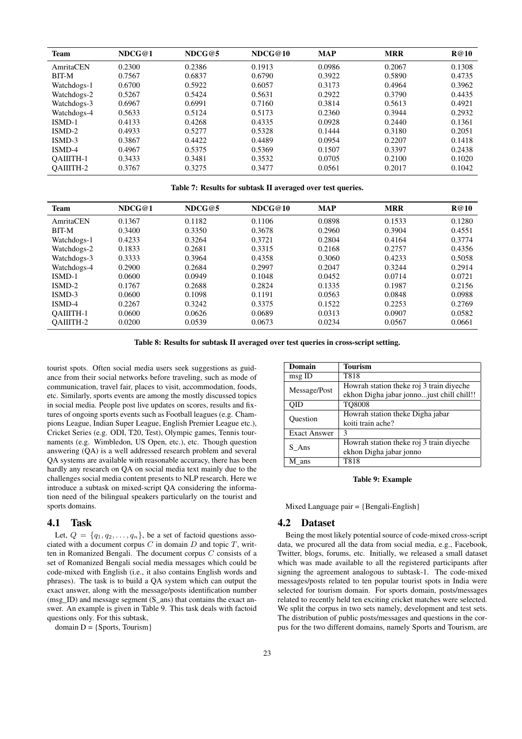| Team | NDCG@1 | NDCG@5 | NDCG@10 | MAP | MRR | R@10 |
|---|---|---|---|---|---|---|
| AmritaCEN | 0.2300 | 0.2386 | 0.1913 | 0.0986 | 0.2067 | 0.1308 |
| BIT-M | 0.7567 | 0.6837 | 0.6790 | 0.3922 | 0.5890 | 0.4735 |
| Watchdogs-1 | 0.6700 | 0.5922 | 0.6057 | 0.3173 | 0.4964 | 0.3962 |
| Watchdogs-2 | 0.5267 | 0.5424 | 0.5631 | 0.2922 | 0.3790 | 0.4435 |
| Watchdogs-3 | 0.6967 | 0.6991 | 0.7160 | 0.3814 | 0.5613 | 0.4921 |
| Watchdogs-4 | 0.5633 | 0.5124 | 0.5173 | 0.2360 | 0.3944 | 0.2932 |
| ISMD-1 | 0.4133 | 0.4268 | 0.4335 | 0.0928 | 0.2440 | 0.1361 |
| ISMD-2 | 0.4933 | 0.5277 | 0.5328 | 0.1444 | 0.3180 | 0.2051 |
| ISMD-3 | 0.3867 | 0.4422 | 0.4489 | 0.0954 | 0.2207 | 0.1418 |
| ISMD-4 | 0.4967 | 0.5375 | 0.5369 | 0.1507 | 0.3397 | 0.2438 |
| QAIIITH-1 | 0.3433 | 0.3481 | 0.3532 | 0.0705 | 0.2100 | 0.1020 |
| QAIIITH-2 | 0.3767 | 0.3275 | 0.3477 | 0.0561 | 0.2017 | 0.1042 |

**Table 7: Results for subtask II averaged over test queries.**

| Team | NDCG@1 | NDCG@5 | NDCG@10 | MAP | MRR | R@10 |
|---|---|---|---|---|---|---|
| AmritaCEN | 0.1367 | 0.1182 | 0.1106 | 0.0898 | 0.1533 | 0.1280 |
| BIT-M | 0.3400 | 0.3350 | 0.3678 | 0.2960 | 0.3904 | 0.4551 |
| Watchdogs-1 | 0.4233 | 0.3264 | 0.3721 | 0.2804 | 0.4164 | 0.3774 |
| Watchdogs-2 | 0.1833 | 0.2681 | 0.3315 | 0.2168 | 0.2757 | 0.4356 |
| Watchdogs-3 | 0.3333 | 0.3964 | 0.4358 | 0.3060 | 0.4233 | 0.5058 |
| Watchdogs-4 | 0.2900 | 0.2684 | 0.2997 | 0.2047 | 0.3244 | 0.2914 |
| ISMD-1 | 0.0600 | 0.0949 | 0.1048 | 0.0452 | 0.0714 | 0.0721 |
| ISMD-2 | 0.1767 | 0.2688 | 0.2824 | 0.1335 | 0.1987 | 0.2156 |
| ISMD-3 | 0.0600 | 0.1098 | 0.1191 | 0.0563 | 0.0848 | 0.0988 |
| ISMD-4 | 0.2267 | 0.3242 | 0.3375 | 0.1522 | 0.2253 | 0.2769 |
| QAIIITH-1 | 0.0600 | 0.0626 | 0.0689 | 0.0313 | 0.0907 | 0.0582 |
| QAIIITH-2 | 0.0200 | 0.0539 | 0.0673 | 0.0234 | 0.0567 | 0.0661 |

**Table 8: Results for subtask II averaged over test queries in cross-script setting.**

tourist spots. Often social media users seek suggestions as guidance from their social networks before traveling, such as mode of communication, travel fair, places to visit, accommodation, foods, etc. Similarly, sports events are among the mostly discussed topics in social media. People post live updates on scores, results and fixtures of ongoing sports events such as Football leagues (e.g. Champions League, Indian Super League, English Premier League etc.), Cricket Series (e.g. ODI, T20, Test), Olympic games, Tennis tournaments (e.g. Wimbledon, US Open, etc.), etc. Though question answering (QA) is a well addressed research problem and several QA systems are available with reasonable accuracy, there has been hardly any research on QA on social media text mainly due to the challenges social media content presents to NLP research. Here we introduce a subtask on mixed-script QA considering the information need of the bilingual speakers particularly on the tourist and sports domains.

## 4.1 Task

Let, $Q = \{q_1, q_2, \ldots, q_n\}$, be a set of factoid questions associated with a document corpus $C$ in domain $D$ and topic $T$, written in Romanized Bengali. The document corpus $C$ consists of a set of Romanized Bengali social media messages which could be code-mixed with English (i.e., it also contains English words and phrases). The task is to build a QA system which can output the exact answer, along with the message/posts identification number (msg_ID) and message segment (S_ans) that contains the exact answer. An example is given in Table 9. This task deals with factoid questions only. For this subtask,

domain D = {Sports, Tourism}

| Domain | Tourism |
|---|---|
| msg ID | T818 |
| Message/Post | Howrah station theke roj 3 train diyeche ekhon Digha jabar jonno...just chill chill!! |
| QID | TQ8008 |
| Question | Howrah station theke Digha jabar koiti train ache? |
| Exact Answer | 3 |
| S_Ans | Howrah station theke roj 3 train diyeche ekhon Digha jabar jonno |
| M_ans | T818 |

**Table 9: Example**

Mixed Language pair = {Bengali-English}

## 4.2 Dataset

Being the most likely potential source of code-mixed cross-script data, we procured all the data from social media, e.g., Facebook, Twitter, blogs, forums, etc. Initially, we released a small dataset which was made available to all the registered participants after signing the agreement analogous to subtask-1. The code-mixed messages/posts related to ten popular tourist spots in India were selected for tourism domain. For sports domain, posts/messages related to recently held ten exciting cricket matches were selected. We split the corpus in two sets namely, development and test sets. The distribution of public posts/messages and questions in the corpus for the two different domains, namely Sports and Tourism, are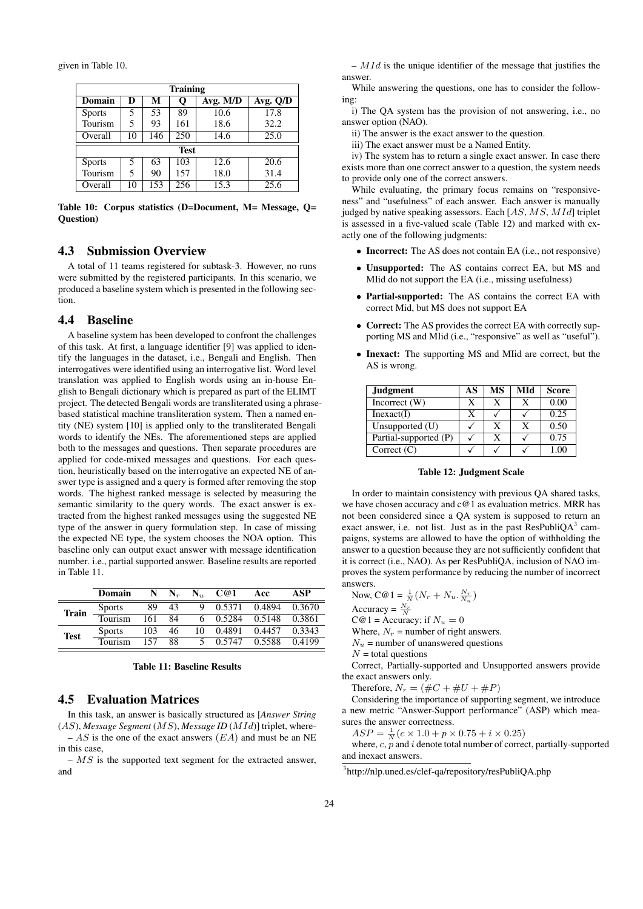given in Table 10.

| Training | | | | | |
|---|---|---|---|---|---|
| **Domain** | **D** | **M** | **Q** | **Avg. M/D** | **Avg. Q/D** |
| Sports | 5 | 53 | 89 | 10.6 | 17.8 |
| Tourism | 5 | 93 | 161 | 18.6 | 32.2 |
| Overall | 10 | 146 | 250 | 14.6 | 25.0 |
| **Test** | | | | | |
| Sports | 5 | 63 | 103 | 12.6 | 20.6 |
| Tourism | 5 | 90 | 157 | 18.0 | 31.4 |
| Overall | 10 | 153 | 256 | 15.3 | 25.6 |

**Table 10: Corpus statistics (D=Document, M= Message, Q= Question)**

## 4.3 Submission Overview

A total of 11 teams registered for subtask-3. However, no runs were submitted by the registered participants. In this scenario, we produced a baseline system which is presented in the following section.

## 4.4 Baseline

A baseline system has been developed to confront the challenges of this task. At first, a language identifier [9] was applied to identify the languages in the dataset, i.e., Bengali and English. Then interrogatives were identified using an interrogative list. Word level translation was applied to English words using an in-house English to Bengali dictionary which is prepared as part of the ELIMT project. The detected Bengali words are transliterated using a phrase-based statistical machine transliteration system. Then a named entity (NE) system [10] is applied only to the transliterated Bengali words to identify the NEs. The aforementioned steps are applied both to the messages and questions. Then separate procedures are applied for code-mixed messages and questions. For each question, heuristically based on the interrogative an expected NE of answer type is assigned and a query is formed after removing the stop words. The highest ranked message is selected by measuring the semantic similarity to the query words. The exact answer is extracted from the highest ranked messages using the suggested NE type of the answer in query formulation step. In case of missing the expected NE type, the system chooses the NOA option. This baseline only can output exact answer with message identification number. i.e., partial supported answer. Baseline results are reported in Table 11.

| | Domain | N | $N_r$ | $N_u$ | C@1 | Acc | ASP |
|---|---|---|---|---|---|---|---|
| **Train** | Sports | 89 | 43 | 9 | 0.5371 | 0.4894 | 0.3670 |
| | Tourism | 161 | 84 | 6 | 0.5284 | 0.5148 | 0.3861 |
| **Test** | Sports | 103 | 46 | 10 | 0.4891 | 0.4457 | 0.3343 |
| | Tourism | 157 | 88 | 5 | 0.5747 | 0.5588 | 0.4199 |

**Table 11: Baseline Results**

## 4.5 Evaluation Matrices

In this task, an answer is basically structured as [*Answer String* ($AS$), *Message Segment* ($MS$), *Message ID* ($MId$)] triplet, where-

– $AS$ is the one of the exact answers ($EA$) and must be an NE in this case,

– $MS$ is the supported text segment for the extracted answer, and

– $MId$ is the unique identifier of the message that justifies the answer.

While answering the questions, one has to consider the following:

i) The QA system has the provision of not answering, i.e., no answer option (NAO).

ii) The answer is the exact answer to the question.

iii) The exact answer must be a Named Entity.

iv) The system has to return a single exact answer. In case there exists more than one correct answer to a question, the system needs to provide only one of the correct answers.

While evaluating, the primary focus remains on "responsiveness" and "usefulness" of each answer. Each answer is manually judged by native speaking assessors. Each [$AS$, $MS$, $MId$] triplet is assessed in a five-valued scale (Table 12) and marked with exactly one of the following judgments:

- **Incorrect:** The AS does not contain EA (i.e., not responsive)
- **Unsupported:** The AS contains correct EA, but MS and MIid do not support the EA (i.e., missing usefulness)
- **Partial-supported:** The AS contains the correct EA with correct Mid, but MS does not support EA
- **Correct:** The AS provides the correct EA with correctly supporting MS and MIid (i.e., "responsive" as well as "useful").
- **Inexact:** The supporting MS and MIid are correct, but the AS is wrong.

| Judgment | AS | MS | MId | Score |
|---|---|---|---|---|
| Incorrect (W) | X | X | X | 0.00 |
| Inexact(I) | X | ✓ | ✓ | 0.25 |
| Unsupported (U) | ✓ | X | X | 0.50 |
| Partial-supported (P) | ✓ | X | ✓ | 0.75 |
| Correct (C) | ✓ | ✓ | ✓ | 1.00 |

**Table 12: Judgment Scale**

In order to maintain consistency with previous QA shared tasks, we have chosen accuracy and c@1 as evaluation metrics. MRR has not been considered since a QA system is supposed to return an exact answer, i.e. not list. Just as in the past ResPubliQA[3] campaigns, systems are allowed to have the option of withholding the answer to a question because they are not sufficiently confident that it is correct (i.e., NAO). As per ResPubliQA, inclusion of NAO improves the system performance by reducing the number of incorrect answers.

Now, C@1 = $\frac{1}{N}(N_r + N_u.\frac{N_r}{N_u})$

Accuracy = $\frac{N_r}{N}$

C@1 = Accuracy; if $N_u = 0$

Where, $N_r$ = number of right answers.

$N_u$ = number of unanswered questions

$N$ = total questions

Correct, Partially-supported and Unsupported answers provide the exact answers only.

Therefore, $N_r = (\#C + \#U + \#P)$

Considering the importance of supporting segment, we introduce a new metric "Answer-Support performance" (ASP) which measures the answer correctness.

$ASP = \frac{1}{N}(c \times 1.0 + p \times 0.75 + i \times 0.25)$

where, $c$, $p$ and $i$ denote total number of correct, partially-supported and inexact answers.

[3]http://nlp.uned.es/clef-qa/repository/resPubliQA.php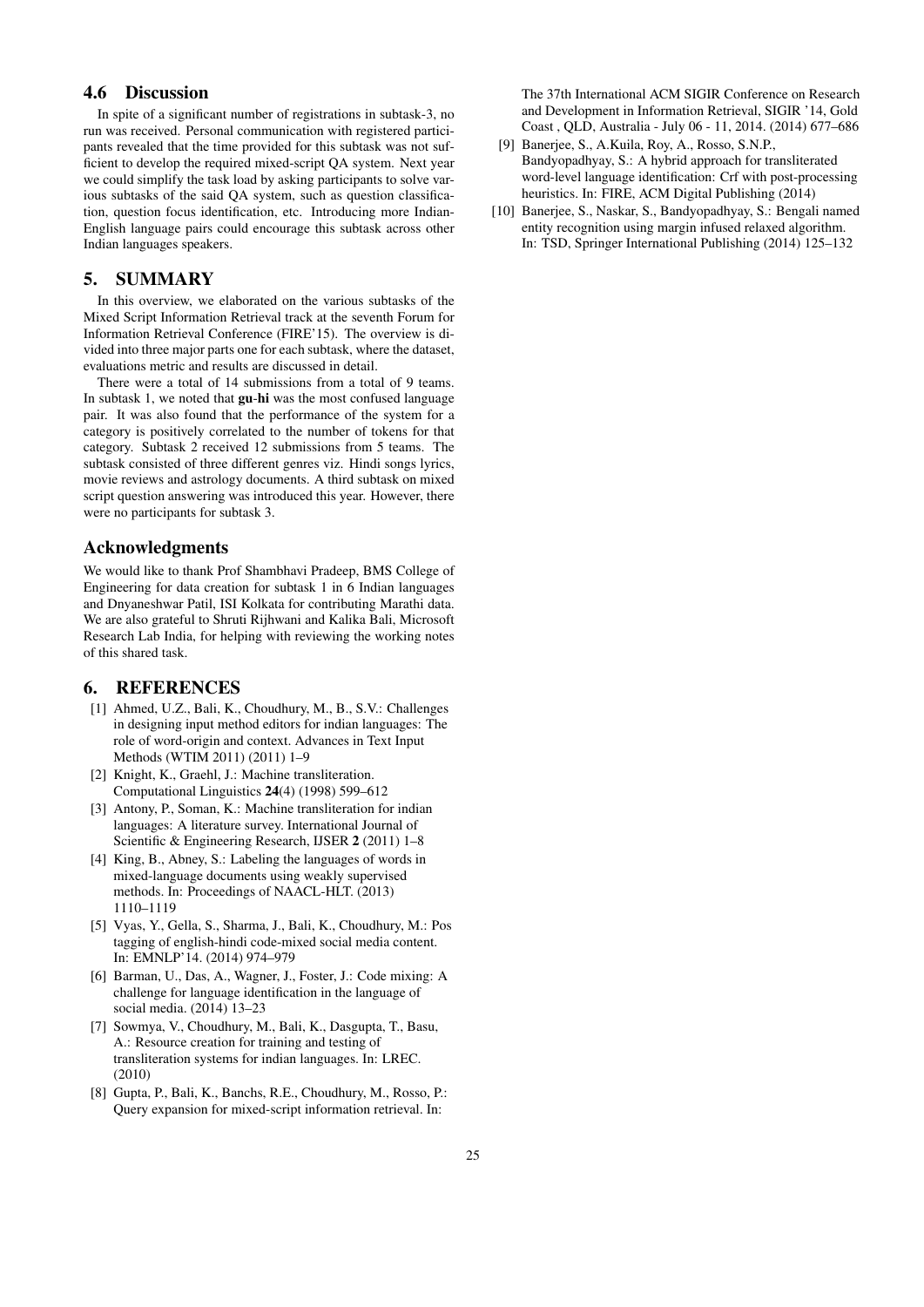### 4.6 Discussion

In spite of a significant number of registrations in subtask-3, no run was received. Personal communication with registered participants revealed that the time provided for this subtask was not sufficient to develop the required mixed-script QA system. Next year we could simplify the task load by asking participants to solve various subtasks of the said QA system, such as question classification, question focus identification, etc. Introducing more Indian-English language pairs could encourage this subtask across other Indian languages speakers.

## 5. SUMMARY

In this overview, we elaborated on the various subtasks of the Mixed Script Information Retrieval track at the seventh Forum for Information Retrieval Conference (FIRE'15). The overview is divided into three major parts one for each subtask, where the dataset, evaluations metric and results are discussed in detail.

There were a total of 14 submissions from a total of 9 teams. In subtask 1, we noted that **gu**-**hi** was the most confused language pair. It was also found that the performance of the system for a category is positively correlated to the number of tokens for that category. Subtask 2 received 12 submissions from 5 teams. The subtask consisted of three different genres viz. Hindi songs lyrics, movie reviews and astrology documents. A third subtask on mixed script question answering was introduced this year. However, there were no participants for subtask 3.

### Acknowledgments

We would like to thank Prof Shambhavi Pradeep, BMS College of Engineering for data creation for subtask 1 in 6 Indian languages and Dnyaneshwar Patil, ISI Kolkata for contributing Marathi data. We are also grateful to Shruti Rijhwani and Kalika Bali, Microsoft Research Lab India, for helping with reviewing the working notes of this shared task.

## 6. REFERENCES

[1] Ahmed, U.Z., Bali, K., Choudhury, M., B., S.V.: Challenges in designing input method editors for indian languages: The role of word-origin and context. Advances in Text Input Methods (WTIM 2011) (2011) 1–9

[2] Knight, K., Graehl, J.: Machine transliteration. Computational Linguistics **24**(4) (1998) 599–612

[3] Antony, P., Soman, K.: Machine transliteration for indian languages: A literature survey. International Journal of Scientific & Engineering Research, IJSER **2** (2011) 1–8

[4] King, B., Abney, S.: Labeling the languages of words in mixed-language documents using weakly supervised methods. In: Proceedings of NAACL-HLT. (2013) 1110–1119

[5] Vyas, Y., Gella, S., Sharma, J., Bali, K., Choudhury, M.: Pos tagging of english-hindi code-mixed social media content. In: EMNLP'14. (2014) 974–979

[6] Barman, U., Das, A., Wagner, J., Foster, J.: Code mixing: A challenge for language identification in the language of social media. (2014) 13–23

[7] Sowmya, V., Choudhury, M., Bali, K., Dasgupta, T., Basu, A.: Resource creation for training and testing of transliteration systems for indian languages. In: LREC. (2010)

[8] Gupta, P., Bali, K., Banchs, R.E., Choudhury, M., Rosso, P.: Query expansion for mixed-script information retrieval. In: The 37th International ACM SIGIR Conference on Research and Development in Information Retrieval, SIGIR '14, Gold Coast , QLD, Australia - July 06 - 11, 2014. (2014) 677–686

[9] Banerjee, S., A.Kuila, Roy, A., Rosso, S.N.P., Bandyopadhyay, S.: A hybrid approach for transliterated word-level language identification: Crf with post-processing heuristics. In: FIRE, ACM Digital Publishing (2014)

[10] Banerjee, S., Naskar, S., Bandyopadhyay, S.: Bengali named entity recognition using margin infused relaxed algorithm. In: TSD, Springer International Publishing (2014) 125–132